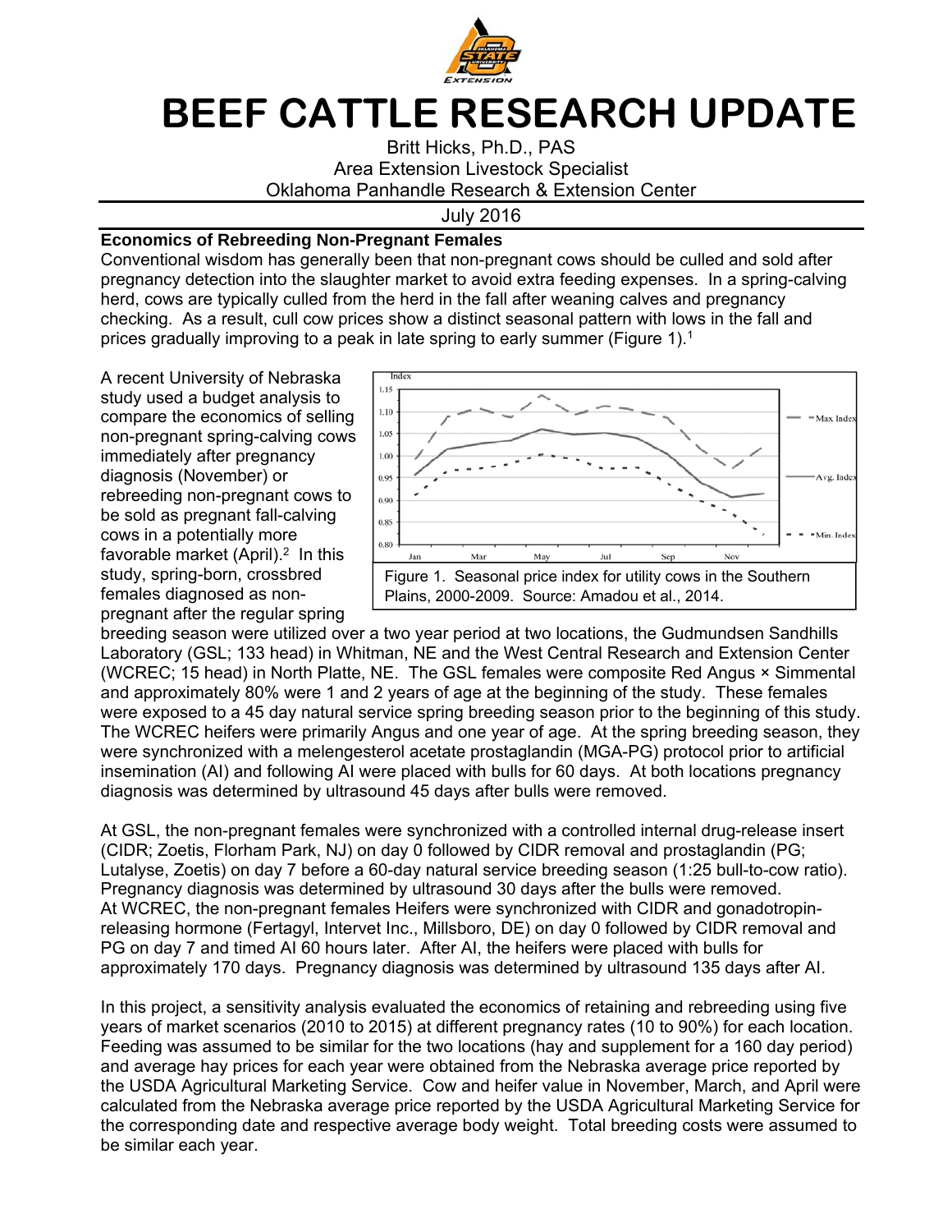# BEEF CATTLE RESEARCH UPDATE

Britt Hicks, Ph.D., PAS
Area Extension Livestock Specialist
Oklahoma Panhandle Research & Extension Center

July 2016

## Economics of Rebreeding Non-Pregnant Females

Conventional wisdom has generally been that non-pregnant cows should be culled and sold after pregnancy detection into the slaughter market to avoid extra feeding expenses. In a spring-calving herd, cows are typically culled from the herd in the fall after weaning calves and pregnancy checking. As a result, cull cow prices show a distinct seasonal pattern with lows in the fall and prices gradually improving to a peak in late spring to early summer (Figure 1).[1]

Figure 1. Seasonal price index for utility cows in the Southern Plains, 2000-2009. Source: Amadou et al., 2014.

A recent University of Nebraska study used a budget analysis to compare the economics of selling non-pregnant spring-calving cows immediately after pregnancy diagnosis (November) or rebreeding non-pregnant cows to be sold as pregnant fall-calving cows in a potentially more favorable market (April).[2] In this study, spring-born, crossbred females diagnosed as non-pregnant after the regular spring breeding season were utilized over a two year period at two locations, the Gudmundsen Sandhills Laboratory (GSL; 133 head) in Whitman, NE and the West Central Research and Extension Center (WCREC; 15 head) in North Platte, NE. The GSL females were composite Red Angus × Simmental and approximately 80% were 1 and 2 years of age at the beginning of the study. These females were exposed to a 45 day natural service spring breeding season prior to the beginning of this study. The WCREC heifers were primarily Angus and one year of age. At the spring breeding season, they were synchronized with a melengesterol acetate prostaglandin (MGA-PG) protocol prior to artificial insemination (AI) and following AI were placed with bulls for 60 days. At both locations pregnancy diagnosis was determined by ultrasound 45 days after bulls were removed.

At GSL, the non-pregnant females were synchronized with a controlled internal drug-release insert (CIDR; Zoetis, Florham Park, NJ) on day 0 followed by CIDR removal and prostaglandin (PG; Lutalyse, Zoetis) on day 7 before a 60-day natural service breeding season (1:25 bull-to-cow ratio). Pregnancy diagnosis was determined by ultrasound 30 days after the bulls were removed. At WCREC, the non-pregnant females Heifers were synchronized with CIDR and gonadotropin-releasing hormone (Fertagyl, Intervet Inc., Millsboro, DE) on day 0 followed by CIDR removal and PG on day 7 and timed AI 60 hours later. After AI, the heifers were placed with bulls for approximately 170 days. Pregnancy diagnosis was determined by ultrasound 135 days after AI.

In this project, a sensitivity analysis evaluated the economics of retaining and rebreeding using five years of market scenarios (2010 to 2015) at different pregnancy rates (10 to 90%) for each location. Feeding was assumed to be similar for the two locations (hay and supplement for a 160 day period) and average hay prices for each year were obtained from the Nebraska average price reported by the USDA Agricultural Marketing Service. Cow and heifer value in November, March, and April were calculated from the Nebraska average price reported by the USDA Agricultural Marketing Service for the corresponding date and respective average body weight. Total breeding costs were assumed to be similar each year.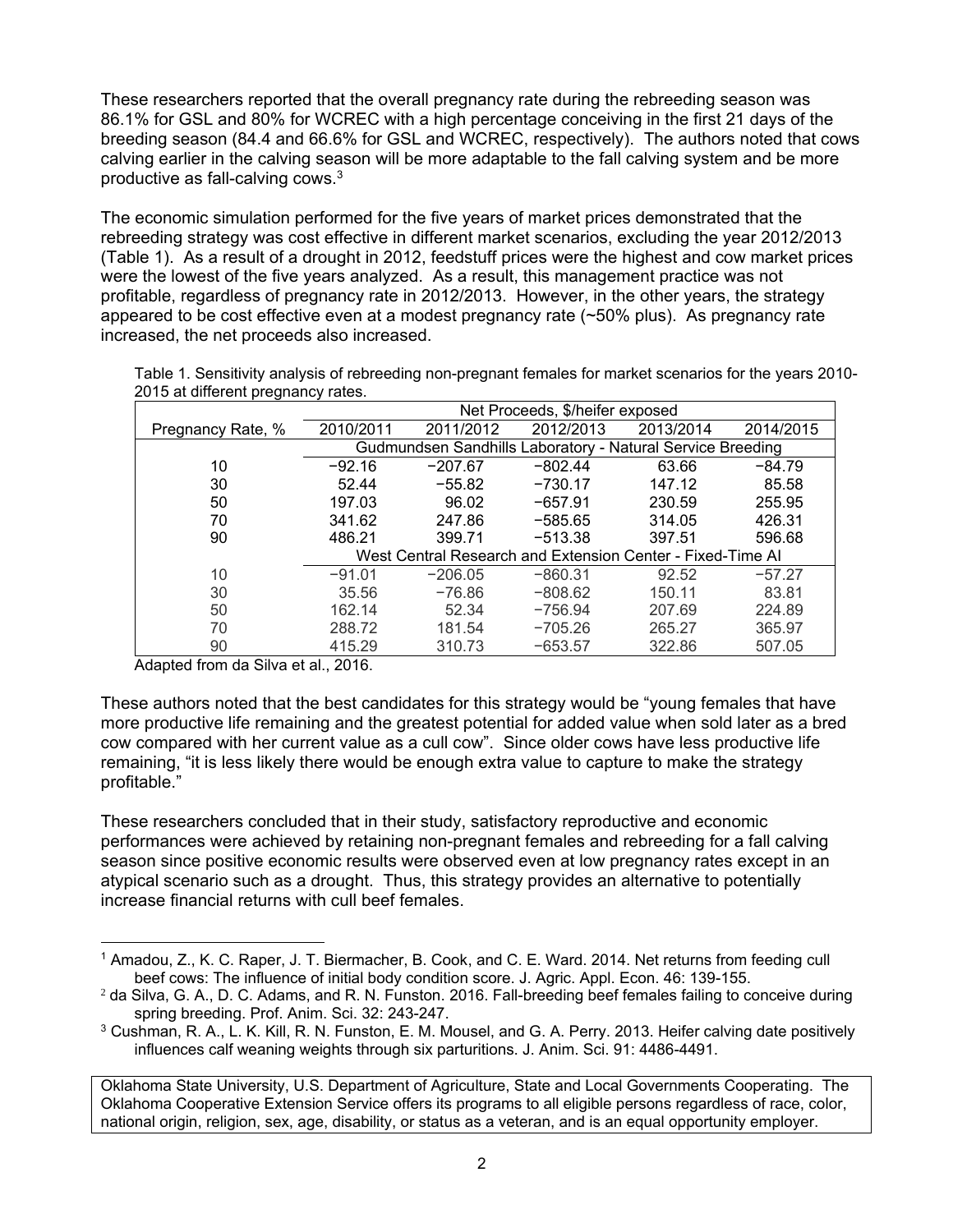These researchers reported that the overall pregnancy rate during the rebreeding season was 86.1% for GSL and 80% for WCREC with a high percentage conceiving in the first 21 days of the breeding season (84.4 and 66.6% for GSL and WCREC, respectively). The authors noted that cows calving earlier in the calving season will be more adaptable to the fall calving system and be more productive as fall-calving cows.[3]

The economic simulation performed for the five years of market prices demonstrated that the rebreeding strategy was cost effective in different market scenarios, excluding the year 2012/2013 (Table 1). As a result of a drought in 2012, feedstuff prices were the highest and cow market prices were the lowest of the five years analyzed. As a result, this management practice was not profitable, regardless of pregnancy rate in 2012/2013. However, in the other years, the strategy appeared to be cost effective even at a modest pregnancy rate (~50% plus). As pregnancy rate increased, the net proceeds also increased.

Table 1. Sensitivity analysis of rebreeding non-pregnant females for market scenarios for the years 2010-2015 at different pregnancy rates.

| | Net Proceeds, $/heifer exposed | | | | |
|---|---|---|---|---|---|
| Pregnancy Rate, % | 2010/2011 | 2011/2012 | 2012/2013 | 2013/2014 | 2014/2015 |
| | Gudmundsen Sandhills Laboratory - Natural Service Breeding | | | | |
| 10 | −92.16 | −207.67 | −802.44 | 63.66 | −84.79 |
| 30 | 52.44 | −55.82 | −730.17 | 147.12 | 85.58 |
| 50 | 197.03 | 96.02 | −657.91 | 230.59 | 255.95 |
| 70 | 341.62 | 247.86 | −585.65 | 314.05 | 426.31 |
| 90 | 486.21 | 399.71 | −513.38 | 397.51 | 596.68 |
| | West Central Research and Extension Center - Fixed-Time AI | | | | |
| 10 | −91.01 | −206.05 | −860.31 | 92.52 | −57.27 |
| 30 | 35.56 | −76.86 | −808.62 | 150.11 | 83.81 |
| 50 | 162.14 | 52.34 | −756.94 | 207.69 | 224.89 |
| 70 | 288.72 | 181.54 | −705.26 | 265.27 | 365.97 |
| 90 | 415.29 | 310.73 | −653.57 | 322.86 | 507.05 |

Adapted from da Silva et al., 2016.

These authors noted that the best candidates for this strategy would be "young females that have more productive life remaining and the greatest potential for added value when sold later as a bred cow compared with her current value as a cull cow". Since older cows have less productive life remaining, "it is less likely there would be enough extra value to capture to make the strategy profitable."

These researchers concluded that in their study, satisfactory reproductive and economic performances were achieved by retaining non-pregnant females and rebreeding for a fall calving season since positive economic results were observed even at low pregnancy rates except in an atypical scenario such as a drought. Thus, this strategy provides an alternative to potentially increase financial returns with cull beef females.

---

[1] Amadou, Z., K. C. Raper, J. T. Biermacher, B. Cook, and C. E. Ward. 2014. Net returns from feeding cull beef cows: The influence of initial body condition score. J. Agric. Appl. Econ. 46: 139-155.

[2] da Silva, G. A., D. C. Adams, and R. N. Funston. 2016. Fall-breeding beef females failing to conceive during spring breeding. Prof. Anim. Sci. 32: 243-247.

[3] Cushman, R. A., L. K. Kill, R. N. Funston, E. M. Mousel, and G. A. Perry. 2013. Heifer calving date positively influences calf weaning weights through six parturitions. J. Anim. Sci. 91: 4486-4491.

Oklahoma State University, U.S. Department of Agriculture, State and Local Governments Cooperating. The Oklahoma Cooperative Extension Service offers its programs to all eligible persons regardless of race, color, national origin, religion, sex, age, disability, or status as a veteran, and is an equal opportunity employer.